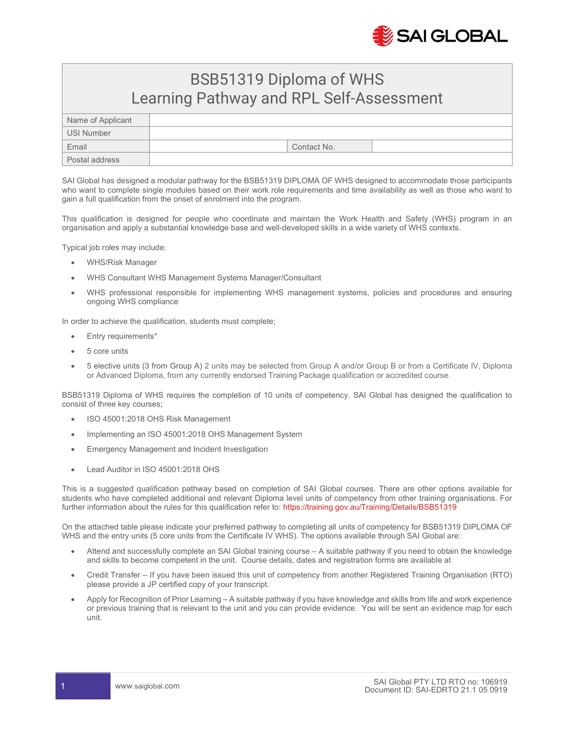# BSB51319 Diploma of WHS
# Learning Pathway and RPL Self-Assessment

| | | | |
|---|---|---|---|
| Name of Applicant | | | |
| USI Number | | | |
| Email | | Contact No. | |
| Postal address | | | |

SAI Global has designed a modular pathway for the BSB51319 DIPLOMA OF WHS designed to accommodate those participants who want to complete single modules based on their work role requirements and time availability as well as those who want to gain a full qualification from the onset of enrolment into the program.

This qualification is designed for people who coordinate and maintain the Work Health and Safety (WHS) program in an organisation and apply a substantial knowledge base and well-developed skills in a wide variety of WHS contexts.

Typical job roles may include:

- WHS/Risk Manager
- WHS Consultant WHS Management Systems Manager/Consultant
- WHS professional responsible for implementing WHS management systems, policies and procedures and ensuring ongoing WHS compliance

In order to achieve the qualification, students must complete;

- Entry requirements*
- 5 core units
- 5 elective units (3 from Group A) 2 units may be selected from Group A and/or Group B or from a Certificate IV, Diploma or Advanced Diploma, from any currently endorsed Training Package qualification or accredited course.

BSB51319 Diploma of WHS requires the completion of 10 units of competency. SAI Global has designed the qualification to consist of three key courses;

- ISO 45001:2018 OHS Risk Management
- Implementing an ISO 45001:2018 OHS Management System
- Emergency Management and Incident Investigation
- Lead Auditor in ISO 45001:2018 OHS

This is a suggested qualification pathway based on completion of SAI Global courses. There are other options available for students who have completed additional and relevant Diploma level units of competency from other training organisations. For further information about the rules for this qualification refer to: https://training.gov.au/Training/Details/BSB51319

On the attached table please indicate your preferred pathway to completing all units of competency for BSB51319 DIPLOMA OF WHS and the entry units (5 core units from the Certificate IV WHS). The options available through SAI Global are:

- Attend and successfully complete an SAI Global training course – A suitable pathway if you need to obtain the knowledge and skills to become competent in the unit. Course details, dates and registration forms are available at
- Credit Transfer – If you have been issued this unit of competency from another Registered Training Organisation (RTO) please provide a JP certified copy of your transcript.
- Apply for Recognition of Prior Learning – A suitable pathway if you have knowledge and skills from life and work experience or previous training that is relevant to the unit and you can provide evidence. You will be sent an evidence map for each unit.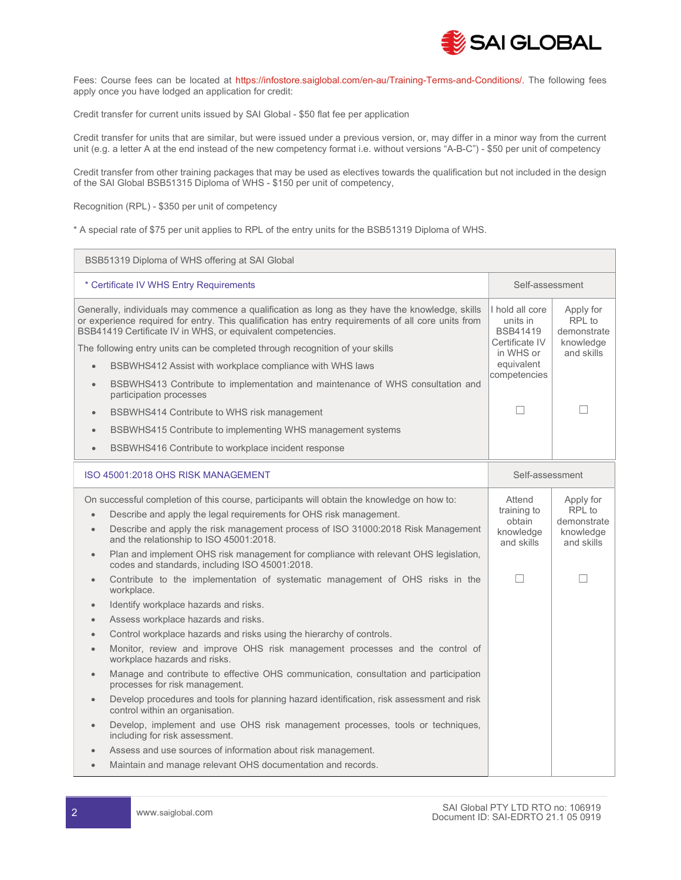Fees: Course fees can be located at https://infostore.saiglobal.com/en-au/Training-Terms-and-Conditions/. The following fees apply once you have lodged an application for credit:

Credit transfer for current units issued by SAI Global - $50 flat fee per application

Credit transfer for units that are similar, but were issued under a previous version, or, may differ in a minor way from the current unit (e.g. a letter A at the end instead of the new competency format i.e. without versions "A-B-C") - $50 per unit of competency

Credit transfer from other training packages that may be used as electives towards the qualification but not included in the design of the SAI Global BSB51315 Diploma of WHS - $150 per unit of competency,

Recognition (RPL) - $350 per unit of competency

* A special rate of $75 per unit applies to RPL of the entry units for the BSB51319 Diploma of WHS.

| BSB51319 Diploma of WHS offering at SAI Global | | |
|---|---|---|
| * Certificate IV WHS Entry Requirements | Self-assessment | |
| Generally, individuals may commence a qualification as long as they have the knowledge, skills or experience required for entry. This qualification has entry requirements of all core units from BSB41419 Certificate IV in WHS, or equivalent competencies.<br>The following entry units can be completed through recognition of your skills<br>• BSBWHS412 Assist with workplace compliance with WHS laws<br>• BSBWHS413 Contribute to implementation and maintenance of WHS consultation and participation processes<br>• BSBWHS414 Contribute to WHS risk management<br>• BSBWHS415 Contribute to implementing WHS management systems<br>• BSBWHS416 Contribute to workplace incident response | I hold all core units in BSB41419 Certificate IV in WHS or equivalent competencies<br>☐ | Apply for RPL to demonstrate knowledge and skills<br>☐ |
| ISO 45001:2018 OHS RISK MANAGEMENT | Self-assessment | |
| On successful completion of this course, participants will obtain the knowledge on how to:<br>• Describe and apply the legal requirements for OHS risk management.<br>• Describe and apply the risk management process of ISO 31000:2018 Risk Management and the relationship to ISO 45001:2018.<br>• Plan and implement OHS risk management for compliance with relevant OHS legislation, codes and standards, including ISO 45001:2018.<br>• Contribute to the implementation of systematic management of OHS risks in the workplace.<br>• Identify workplace hazards and risks.<br>• Assess workplace hazards and risks.<br>• Control workplace hazards and risks using the hierarchy of controls.<br>• Monitor, review and improve OHS risk management processes and the control of workplace hazards and risks.<br>• Manage and contribute to effective OHS communication, consultation and participation processes for risk management.<br>• Develop procedures and tools for planning hazard identification, risk assessment and risk control within an organisation.<br>• Develop, implement and use OHS risk management processes, tools or techniques, including for risk assessment.<br>• Assess and use sources of information about risk management.<br>• Maintain and manage relevant OHS documentation and records. | Attend training to obtain knowledge and skills<br>☐ | Apply for RPL to demonstrate knowledge and skills<br>☐ |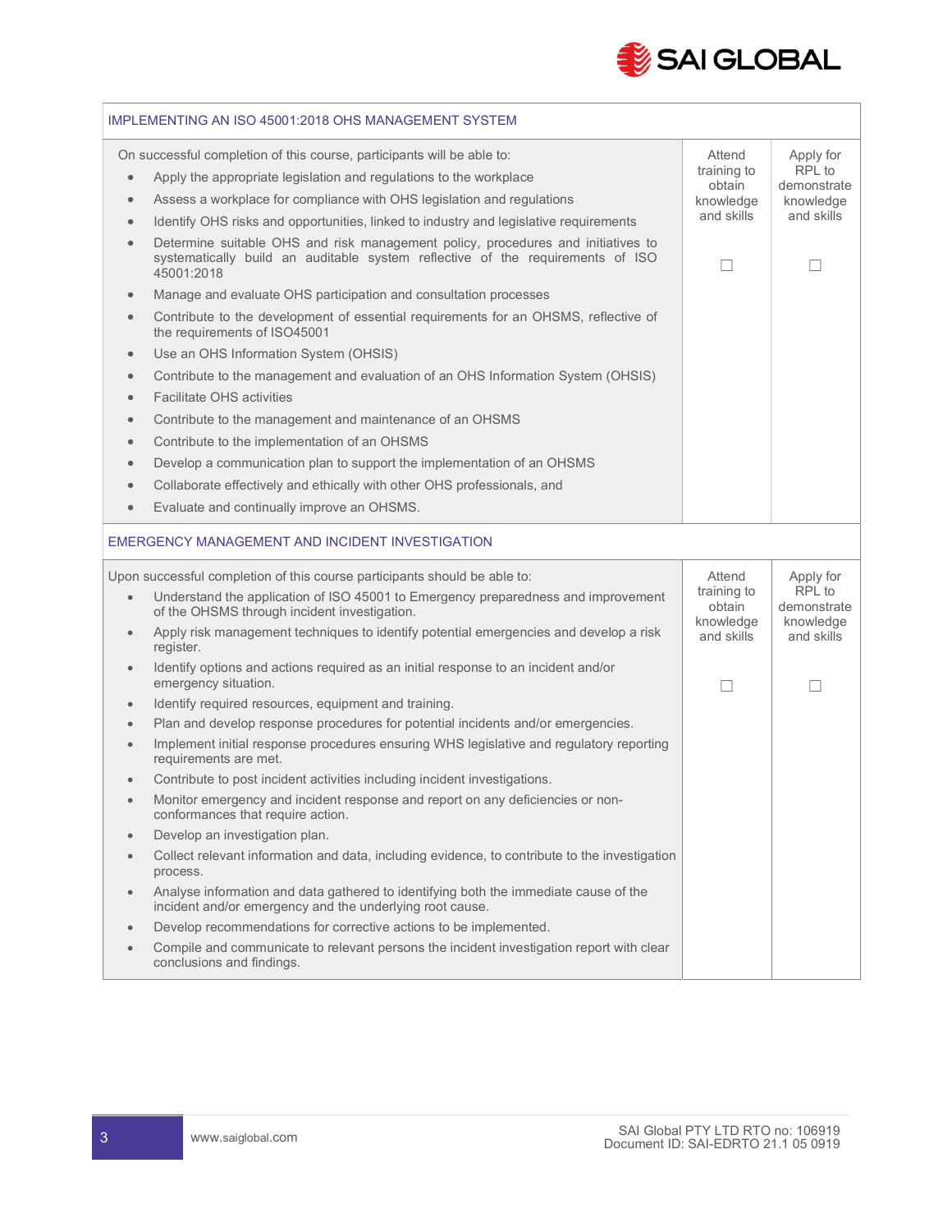## IMPLEMENTING AN ISO 45001:2018 OHS MANAGEMENT SYSTEM

| On successful completion of this course, participants will be able to: | Attend training to obtain knowledge and skills | Apply for RPL to demonstrate knowledge and skills |
|---|---|---|
| • Apply the appropriate legislation and regulations to the workplace<br>• Assess a workplace for compliance with OHS legislation and regulations<br>• Identify OHS risks and opportunities, linked to industry and legislative requirements<br>• Determine suitable OHS and risk management policy, procedures and initiatives to systematically build an auditable system reflective of the requirements of ISO 45001:2018<br>• Manage and evaluate OHS participation and consultation processes<br>• Contribute to the development of essential requirements for an OHSMS, reflective of the requirements of ISO45001<br>• Use an OHS Information System (OHSIS)<br>• Contribute to the management and evaluation of an OHS Information System (OHSIS)<br>• Facilitate OHS activities<br>• Contribute to the management and maintenance of an OHSMS<br>• Contribute to the implementation of an OHSMS<br>• Develop a communication plan to support the implementation of an OHSMS<br>• Collaborate effectively and ethically with other OHS professionals, and<br>• Evaluate and continually improve an OHSMS. | ☐ | ☐ |

## EMERGENCY MANAGEMENT AND INCIDENT INVESTIGATION

| Upon successful completion of this course participants should be able to: | Attend training to obtain knowledge and skills | Apply for RPL to demonstrate knowledge and skills |
|---|---|---|
| • Understand the application of ISO 45001 to Emergency preparedness and improvement of the OHSMS through incident investigation.<br>• Apply risk management techniques to identify potential emergencies and develop a risk register.<br>• Identify options and actions required as an initial response to an incident and/or emergency situation.<br>• Identify required resources, equipment and training.<br>• Plan and develop response procedures for potential incidents and/or emergencies.<br>• Implement initial response procedures ensuring WHS legislative and regulatory reporting requirements are met.<br>• Contribute to post incident activities including incident investigations.<br>• Monitor emergency and incident response and report on any deficiencies or non-conformances that require action.<br>• Develop an investigation plan.<br>• Collect relevant information and data, including evidence, to contribute to the investigation process.<br>• Analyse information and data gathered to identifying both the immediate cause of the incident and/or emergency and the underlying root cause.<br>• Develop recommendations for corrective actions to be implemented.<br>• Compile and communicate to relevant persons the incident investigation report with clear conclusions and findings. | ☐ | ☐ |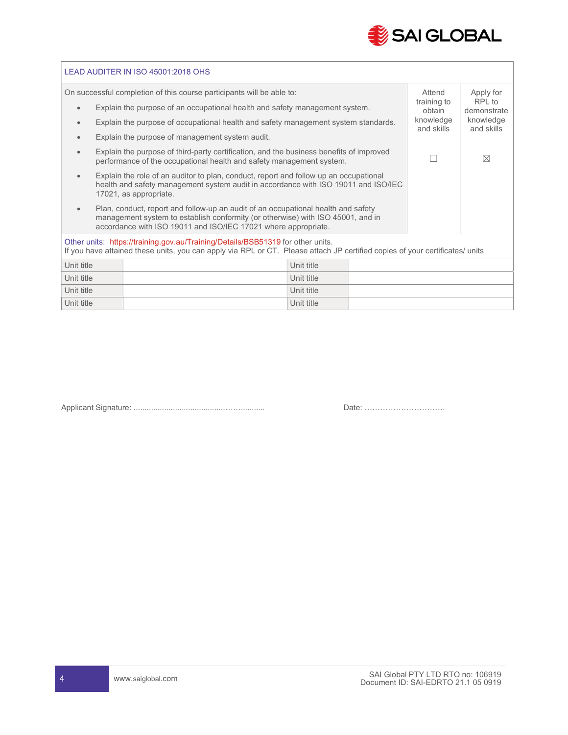| LEAD AUDITER IN ISO 45001:2018 OHS | | |
|---|---|---|
| On successful completion of this course participants will be able to:<br>• Explain the purpose of an occupational health and safety management system.<br>• Explain the purpose of occupational health and safety management system standards.<br>• Explain the purpose of management system audit.<br>• Explain the purpose of third-party certification, and the business benefits of improved performance of the occupational health and safety management system.<br>• Explain the role of an auditor to plan, conduct, report and follow up an occupational health and safety management system audit in accordance with ISO 19011 and ISO/IEC 17021, as appropriate.<br>• Plan, conduct, report and follow-up an audit of an occupational health and safety management system to establish conformity (or otherwise) with ISO 45001, and in accordance with ISO 19011 and ISO/IEC 17021 where appropriate. | Attend training to obtain knowledge and skills<br><br>☐ | Apply for RPL to demonstrate knowledge and skills<br><br>☒ |

Other units: https://training.gov.au/Training/Details/BSB51319 for other units.
If you have attained these units, you can apply via RPL or CT. Please attach JP certified copies of your certificates/ units

| | | | |
|---|---|---|---|
| Unit title | | Unit title | |
| Unit title | | Unit title | |
| Unit title | | Unit title | |
| Unit title | | Unit title | |

Applicant Signature: ............................................……........... Date: ………………………….